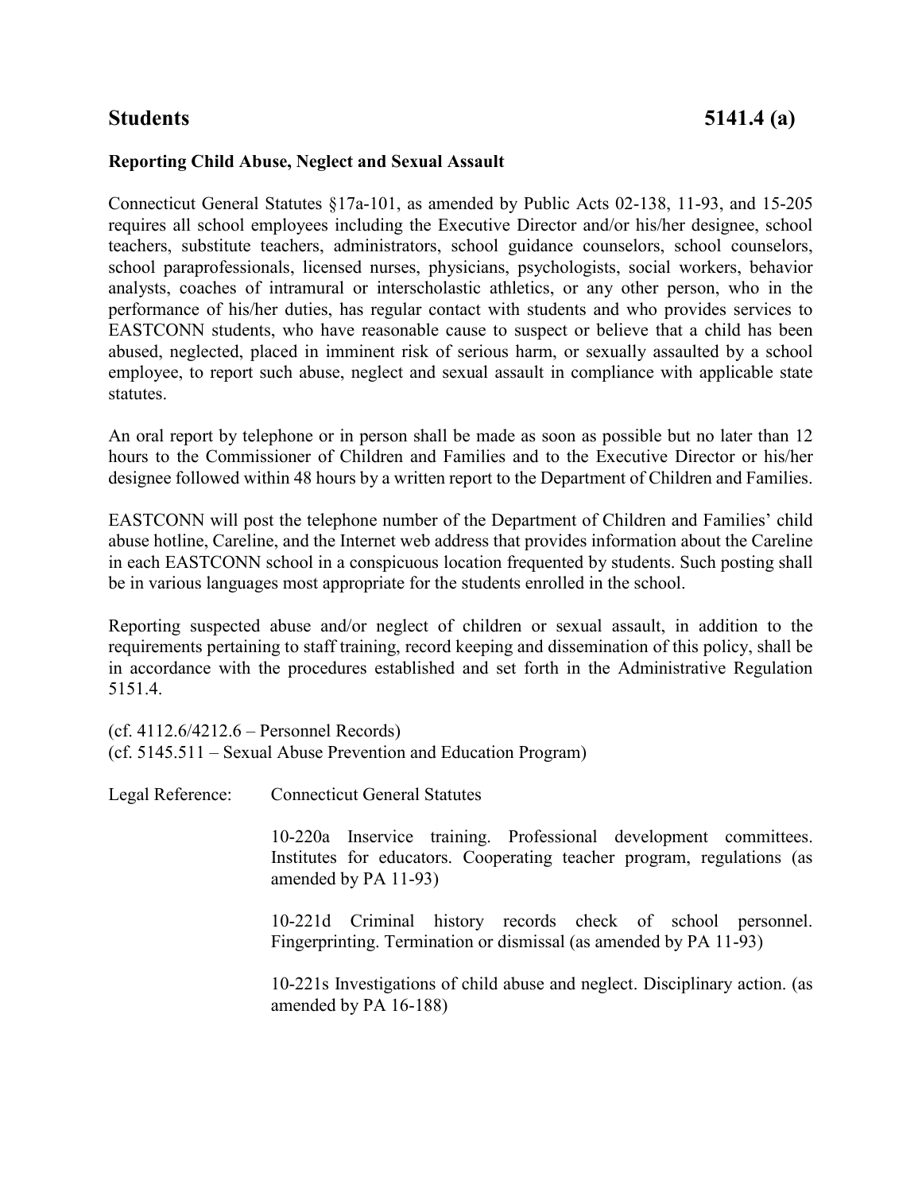# Students 5141.4 (a)

**Reporting Child Abuse, Neglect and Sexual Assault**

Connecticut General Statutes §17a-101, as amended by Public Acts 02-138, 11-93, and 15-205 requires all school employees including the Executive Director and/or his/her designee, school teachers, substitute teachers, administrators, school guidance counselors, school counselors, school paraprofessionals, licensed nurses, physicians, psychologists, social workers, behavior analysts, coaches of intramural or interscholastic athletics, or any other person, who in the performance of his/her duties, has regular contact with students and who provides services to EASTCONN students, who have reasonable cause to suspect or believe that a child has been abused, neglected, placed in imminent risk of serious harm, or sexually assaulted by a school employee, to report such abuse, neglect and sexual assault in compliance with applicable state statutes.

An oral report by telephone or in person shall be made as soon as possible but no later than 12 hours to the Commissioner of Children and Families and to the Executive Director or his/her designee followed within 48 hours by a written report to the Department of Children and Families.

EASTCONN will post the telephone number of the Department of Children and Families' child abuse hotline, Careline, and the Internet web address that provides information about the Careline in each EASTCONN school in a conspicuous location frequented by students. Such posting shall be in various languages most appropriate for the students enrolled in the school.

Reporting suspected abuse and/or neglect of children or sexual assault, in addition to the requirements pertaining to staff training, record keeping and dissemination of this policy, shall be in accordance with the procedures established and set forth in the Administrative Regulation 5151.4.

(cf. 4112.6/4212.6 – Personnel Records)
(cf. 5145.511 – Sexual Abuse Prevention and Education Program)

Legal Reference: Connecticut General Statutes

10-220a Inservice training. Professional development committees. Institutes for educators. Cooperating teacher program, regulations (as amended by PA 11-93)

10-221d Criminal history records check of school personnel. Fingerprinting. Termination or dismissal (as amended by PA 11-93)

10-221s Investigations of child abuse and neglect. Disciplinary action. (as amended by PA 16-188)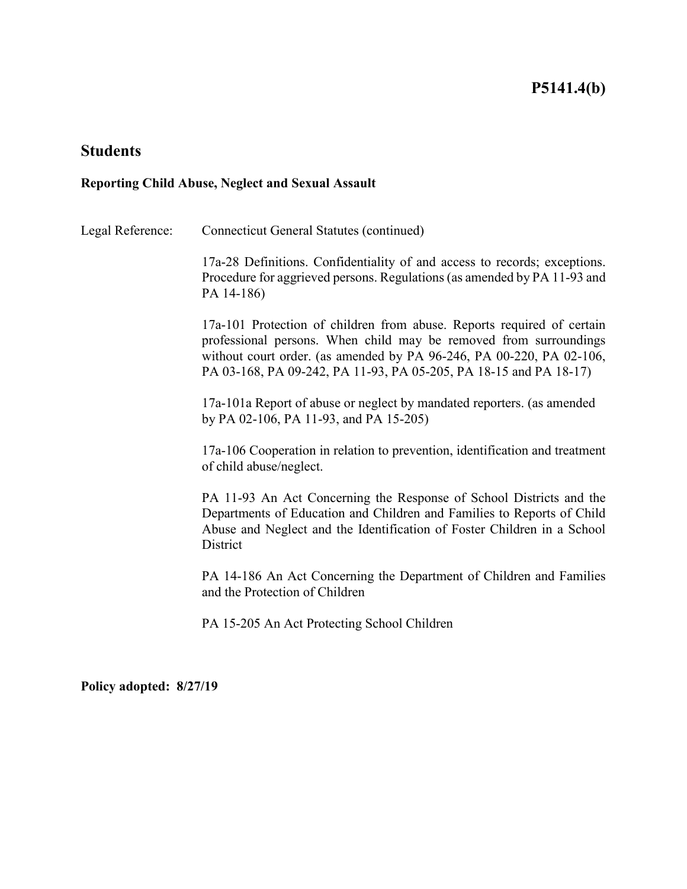**P5141.4(b)**

## Students

### Reporting Child Abuse, Neglect and Sexual Assault

Legal Reference: Connecticut General Statutes (continued)

17a-28 Definitions. Confidentiality of and access to records; exceptions. Procedure for aggrieved persons. Regulations (as amended by PA 11-93 and PA 14-186)

17a-101 Protection of children from abuse. Reports required of certain professional persons. When child may be removed from surroundings without court order. (as amended by PA 96-246, PA 00-220, PA 02-106, PA 03-168, PA 09-242, PA 11-93, PA 05-205, PA 18-15 and PA 18-17)

17a-101a Report of abuse or neglect by mandated reporters. (as amended by PA 02-106, PA 11-93, and PA 15-205)

17a-106 Cooperation in relation to prevention, identification and treatment of child abuse/neglect.

PA 11-93 An Act Concerning the Response of School Districts and the Departments of Education and Children and Families to Reports of Child Abuse and Neglect and the Identification of Foster Children in a School District

PA 14-186 An Act Concerning the Department of Children and Families and the Protection of Children

PA 15-205 An Act Protecting School Children

**Policy adopted: 8/27/19**